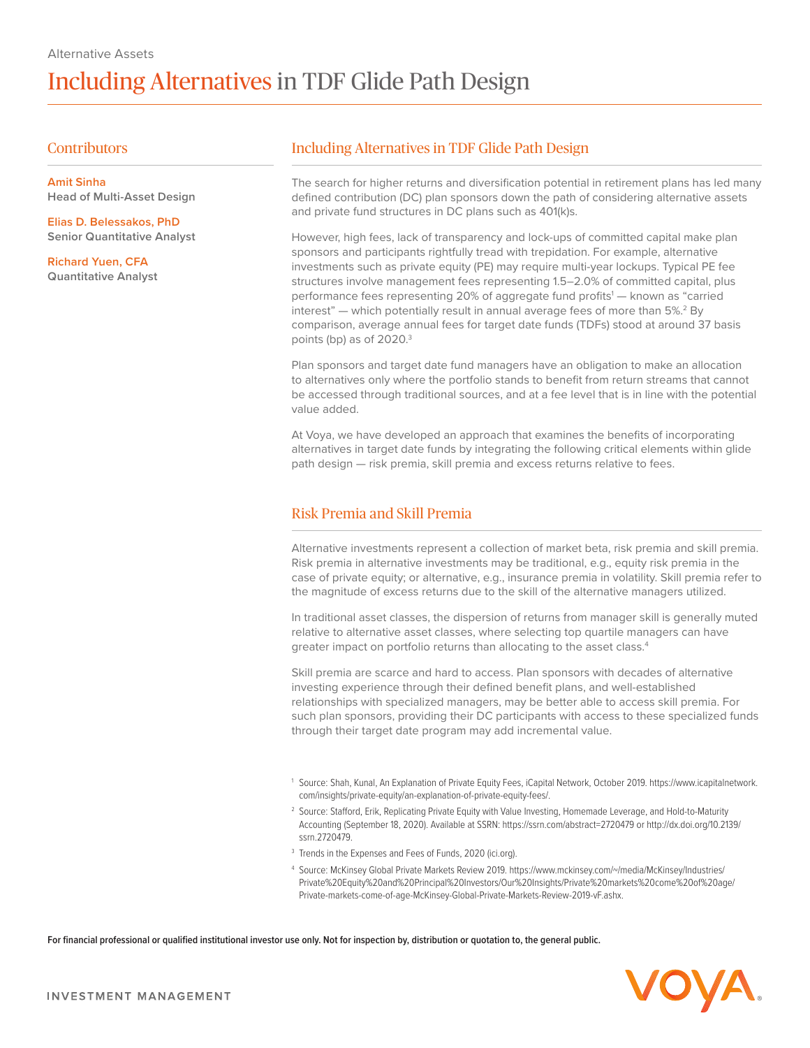Alternative Assets

# Including Alternatives in TDF Glide Path Design

## Contributors

**Amit Sinha**
**Head of Multi-Asset Design**

**Elias D. Belessakos, PhD**
**Senior Quantitative Analyst**

**Richard Yuen, CFA**
**Quantitative Analyst**

## Including Alternatives in TDF Glide Path Design

The search for higher returns and diversification potential in retirement plans has led many defined contribution (DC) plan sponsors down the path of considering alternative assets and private fund structures in DC plans such as 401(k)s.

However, high fees, lack of transparency and lock-ups of committed capital make plan sponsors and participants rightfully tread with trepidation. For example, alternative investments such as private equity (PE) may require multi-year lockups. Typical PE fee structures involve management fees representing 1.5–2.0% of committed capital, plus performance fees representing 20% of aggregate fund profits[1] — known as "carried interest" — which potentially result in annual average fees of more than 5%.[2] By comparison, average annual fees for target date funds (TDFs) stood at around 37 basis points (bp) as of 2020.[3]

Plan sponsors and target date fund managers have an obligation to make an allocation to alternatives only where the portfolio stands to benefit from return streams that cannot be accessed through traditional sources, and at a fee level that is in line with the potential value added.

At Voya, we have developed an approach that examines the benefits of incorporating alternatives in target date funds by integrating the following critical elements within glide path design — risk premia, skill premia and excess returns relative to fees.

## Risk Premia and Skill Premia

Alternative investments represent a collection of market beta, risk premia and skill premia. Risk premia in alternative investments may be traditional, e.g., equity risk premia in the case of private equity; or alternative, e.g., insurance premia in volatility. Skill premia refer to the magnitude of excess returns due to the skill of the alternative managers utilized.

In traditional asset classes, the dispersion of returns from manager skill is generally muted relative to alternative asset classes, where selecting top quartile managers can have greater impact on portfolio returns than allocating to the asset class.[4]

Skill premia are scarce and hard to access. Plan sponsors with decades of alternative investing experience through their defined benefit plans, and well-established relationships with specialized managers, may be better able to access skill premia. For such plan sponsors, providing their DC participants with access to these specialized funds through their target date program may add incremental value.

[1] Source: Shah, Kunal, An Explanation of Private Equity Fees, iCapital Network, October 2019. https://www.icapitalnetwork.com/insights/private-equity/an-explanation-of-private-equity-fees/.

[2] Source: Stafford, Erik, Replicating Private Equity with Value Investing, Homemade Leverage, and Hold-to-Maturity Accounting (September 18, 2020). Available at SSRN: https://ssrn.com/abstract=2720479 or http://dx.doi.org/10.2139/ssrn.2720479.

[3] Trends in the Expenses and Fees of Funds, 2020 (ici.org).

[4] Source: McKinsey Global Private Markets Review 2019. https://www.mckinsey.com/~/media/McKinsey/Industries/Private%20Equity%20and%20Principal%20Investors/Our%20Insights/Private%20markets%20come%20of%20age/Private-markets-come-of-age-McKinsey-Global-Private-Markets-Review-2019-vF.ashx.

**For financial professional or qualified institutional investor use only. Not for inspection by, distribution or quotation to, the general public.**

INVESTMENT MANAGEMENT

VOYA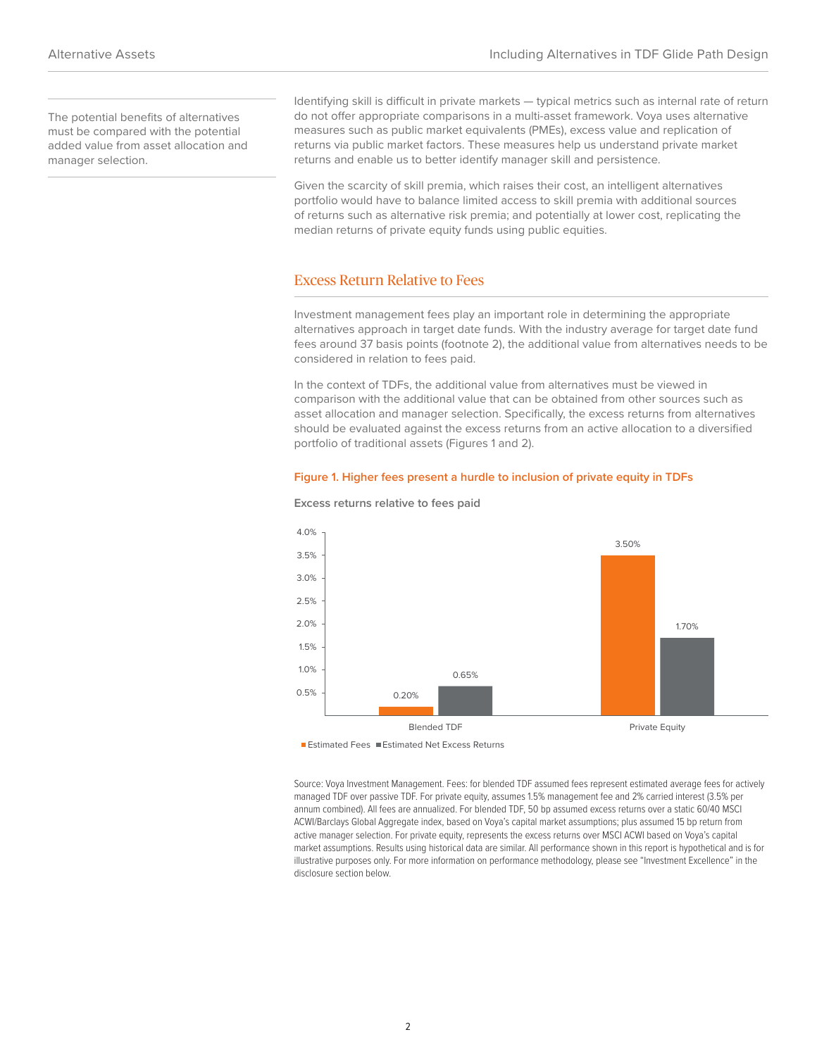The potential benefits of alternatives must be compared with the potential added value from asset allocation and manager selection.

Identifying skill is difficult in private markets — typical metrics such as internal rate of return do not offer appropriate comparisons in a multi-asset framework. Voya uses alternative measures such as public market equivalents (PMEs), excess value and replication of returns via public market factors. These measures help us understand private market returns and enable us to better identify manager skill and persistence.

Given the scarcity of skill premia, which raises their cost, an intelligent alternatives portfolio would have to balance limited access to skill premia with additional sources of returns such as alternative risk premia; and potentially at lower cost, replicating the median returns of private equity funds using public equities.

## Excess Return Relative to Fees

Investment management fees play an important role in determining the appropriate alternatives approach in target date funds. With the industry average for target date fund fees around 37 basis points (footnote 2), the additional value from alternatives needs to be considered in relation to fees paid.

In the context of TDFs, the additional value from alternatives must be viewed in comparison with the additional value that can be obtained from other sources such as asset allocation and manager selection. Specifically, the excess returns from alternatives should be evaluated against the excess returns from an active allocation to a diversified portfolio of traditional assets (Figures 1 and 2).

**Figure 1. Higher fees present a hurdle to inclusion of private equity in TDFs**

**Excess returns relative to fees paid**

| | Estimated Fees | Estimated Net Excess Returns |
|---|---|---|
| Blended TDF | 0.20% | 0.65% |
| Private Equity | 3.50% | 1.70% |

Source: Voya Investment Management. Fees: for blended TDF assumed fees represent estimated average fees for actively managed TDF over passive TDF. For private equity, assumes 1.5% management fee and 2% carried interest (3.5% per annum combined). All fees are annualized. For blended TDF, 50 bp assumed excess returns over a static 60/40 MSCI ACWI/Barclays Global Aggregate index, based on Voya's capital market assumptions; plus assumed 15 bp return from active manager selection. For private equity, represents the excess returns over MSCI ACWI based on Voya's capital market assumptions. Results using historical data are similar. All performance shown in this report is hypothetical and is for illustrative purposes only. For more information on performance methodology, please see "Investment Excellence" in the disclosure section below.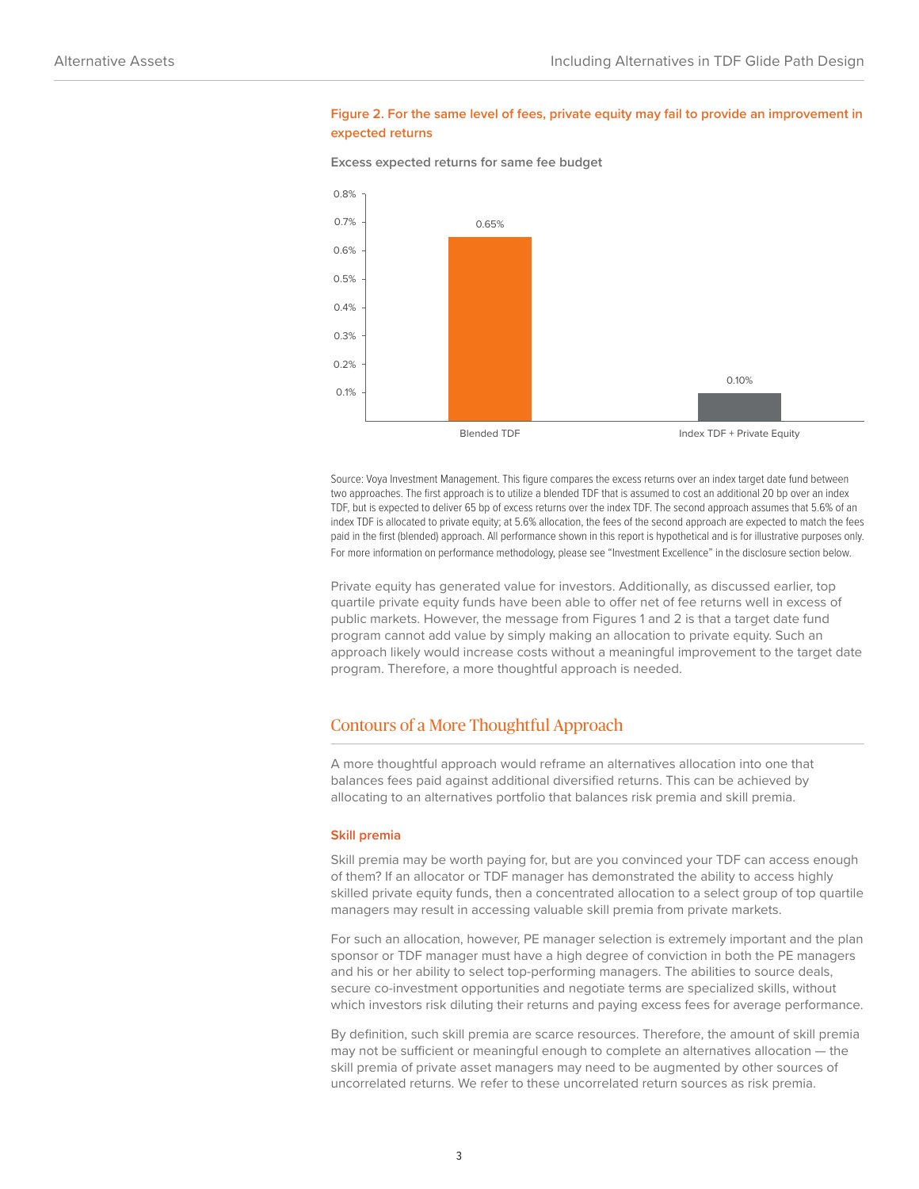**Figure 2. For the same level of fees, private equity may fail to provide an improvement in expected returns**

**Excess expected returns for same fee budget**

| | Excess expected return |
|---|---|
| Blended TDF | 0.65% |
| Index TDF + Private Equity | 0.10% |

Source: Voya Investment Management. This figure compares the excess returns over an index target date fund between two approaches. The first approach is to utilize a blended TDF that is assumed to cost an additional 20 bp over an index TDF, but is expected to deliver 65 bp of excess returns over the index TDF. The second approach assumes that 5.6% of an index TDF is allocated to private equity; at 5.6% allocation, the fees of the second approach are expected to match the fees paid in the first (blended) approach. All performance shown in this report is hypothetical and is for illustrative purposes only. For more information on performance methodology, please see "Investment Excellence" in the disclosure section below.

Private equity has generated value for investors. Additionally, as discussed earlier, top quartile private equity funds have been able to offer net of fee returns well in excess of public markets. However, the message from Figures 1 and 2 is that a target date fund program cannot add value by simply making an allocation to private equity. Such an approach likely would increase costs without a meaningful improvement to the target date program. Therefore, a more thoughtful approach is needed.

## Contours of a More Thoughtful Approach

A more thoughtful approach would reframe an alternatives allocation into one that balances fees paid against additional diversified returns. This can be achieved by allocating to an alternatives portfolio that balances risk premia and skill premia.

### Skill premia

Skill premia may be worth paying for, but are you convinced your TDF can access enough of them? If an allocator or TDF manager has demonstrated the ability to access highly skilled private equity funds, then a concentrated allocation to a select group of top quartile managers may result in accessing valuable skill premia from private markets.

For such an allocation, however, PE manager selection is extremely important and the plan sponsor or TDF manager must have a high degree of conviction in both the PE managers and his or her ability to select top-performing managers. The abilities to source deals, secure co-investment opportunities and negotiate terms are specialized skills, without which investors risk diluting their returns and paying excess fees for average performance.

By definition, such skill premia are scarce resources. Therefore, the amount of skill premia may not be sufficient or meaningful enough to complete an alternatives allocation — the skill premia of private asset managers may need to be augmented by other sources of uncorrelated returns. We refer to these uncorrelated return sources as risk premia.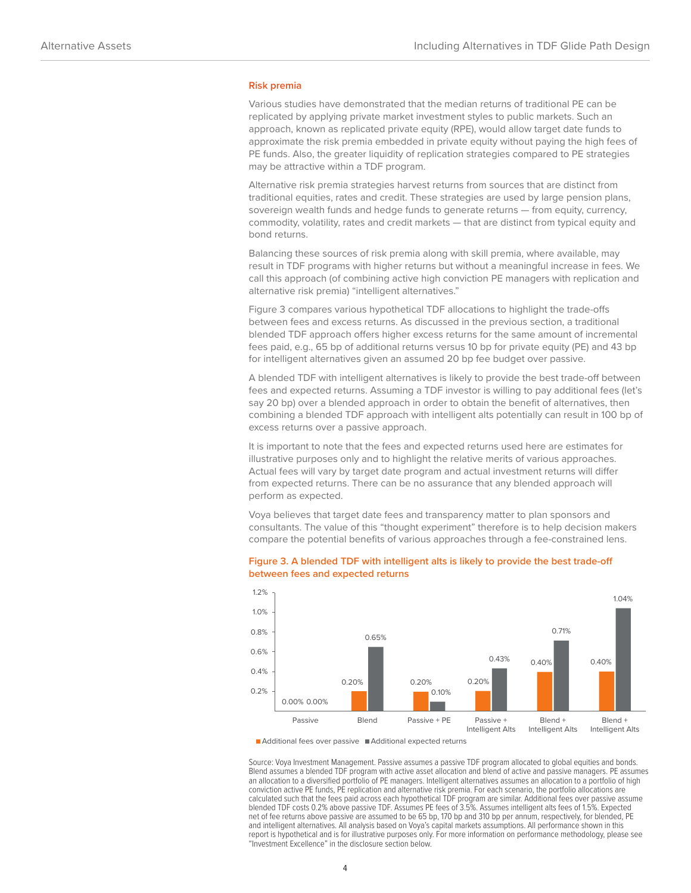## Risk premia

Various studies have demonstrated that the median returns of traditional PE can be replicated by applying private market investment styles to public markets. Such an approach, known as replicated private equity (RPE), would allow target date funds to approximate the risk premia embedded in private equity without paying the high fees of PE funds. Also, the greater liquidity of replication strategies compared to PE strategies may be attractive within a TDF program.

Alternative risk premia strategies harvest returns from sources that are distinct from traditional equities, rates and credit. These strategies are used by large pension plans, sovereign wealth funds and hedge funds to generate returns — from equity, currency, commodity, volatility, rates and credit markets — that are distinct from typical equity and bond returns.

Balancing these sources of risk premia along with skill premia, where available, may result in TDF programs with higher returns but without a meaningful increase in fees. We call this approach (of combining active high conviction PE managers with replication and alternative risk premia) "intelligent alternatives."

Figure 3 compares various hypothetical TDF allocations to highlight the trade-offs between fees and excess returns. As discussed in the previous section, a traditional blended TDF approach offers higher excess returns for the same amount of incremental fees paid, e.g., 65 bp of additional returns versus 10 bp for private equity (PE) and 43 bp for intelligent alternatives given an assumed 20 bp fee budget over passive.

A blended TDF with intelligent alternatives is likely to provide the best trade-off between fees and expected returns. Assuming a TDF investor is willing to pay additional fees (let's say 20 bp) over a blended approach in order to obtain the benefit of alternatives, then combining a blended TDF approach with intelligent alts potentially can result in 100 bp of excess returns over a passive approach.

It is important to note that the fees and expected returns used here are estimates for illustrative purposes only and to highlight the relative merits of various approaches. Actual fees will vary by target date program and actual investment returns will differ from expected returns. There can be no assurance that any blended approach will perform as expected.

Voya believes that target date fees and transparency matter to plan sponsors and consultants. The value of this "thought experiment" therefore is to help decision makers compare the potential benefits of various approaches through a fee-constrained lens.

**Figure 3. A blended TDF with intelligent alts is likely to provide the best trade-off between fees and expected returns**

| | Additional fees over passive | Additional expected returns |
|---|---|---|
| Passive | 0.00% | 0.00% |
| Blend | 0.20% | 0.65% |
| Passive + PE | 0.20% | 0.10% |
| Passive + Intelligent Alts | 0.20% | 0.43% |
| Blend + Intelligent Alts | 0.40% | 0.71% |
| Blend + Intelligent Alts | 0.40% | 1.04% |

Source: Voya Investment Management. Passive assumes a passive TDF program allocated to global equities and bonds. Blend assumes a blended TDF program with active asset allocation and blend of active and passive managers. PE assumes an allocation to a diversified portfolio of PE managers. Intelligent alternatives assumes an allocation to a portfolio of high conviction active PE funds, PE replication and alternative risk premia. For each scenario, the portfolio allocations are calculated such that the fees paid across each hypothetical TDF program are similar. Additional fees over passive assume blended TDF costs 0.2% above passive TDF. Assumes PE fees of 3.5%. Assumes intelligent alts fees of 1.5%. Expected net of fee returns above passive are assumed to be 65 bp, 170 bp and 310 bp per annum, respectively, for blended, PE and intelligent alternatives. All analysis based on Voya's capital markets assumptions. All performance shown in this report is hypothetical and is for illustrative purposes only. For more information on performance methodology, please see "Investment Excellence" in the disclosure section below.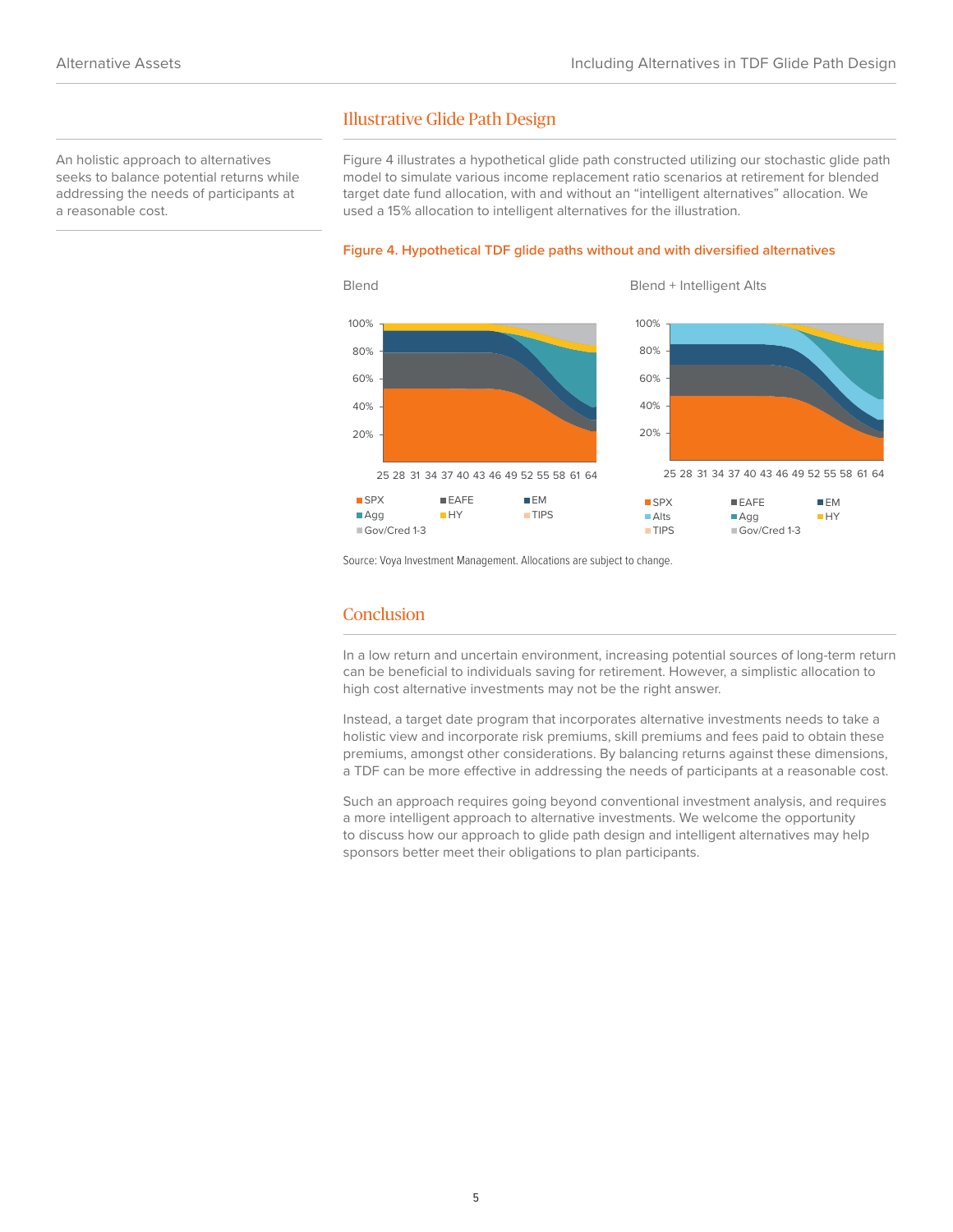An holistic approach to alternatives seeks to balance potential returns while addressing the needs of participants at a reasonable cost.

## Illustrative Glide Path Design

Figure 4 illustrates a hypothetical glide path constructed utilizing our stochastic glide path model to simulate various income replacement ratio scenarios at retirement for blended target date fund allocation, with and without an "intelligent alternatives" allocation. We used a 15% allocation to intelligent alternatives for the illustration.

**Figure 4. Hypothetical TDF glide paths without and with diversified alternatives**

Blend

Blend + Intelligent Alts

Source: Voya Investment Management. Allocations are subject to change.

## Conclusion

In a low return and uncertain environment, increasing potential sources of long-term return can be beneficial to individuals saving for retirement. However, a simplistic allocation to high cost alternative investments may not be the right answer.

Instead, a target date program that incorporates alternative investments needs to take a holistic view and incorporate risk premiums, skill premiums and fees paid to obtain these premiums, amongst other considerations. By balancing returns against these dimensions, a TDF can be more effective in addressing the needs of participants at a reasonable cost.

Such an approach requires going beyond conventional investment analysis, and requires a more intelligent approach to alternative investments. We welcome the opportunity to discuss how our approach to glide path design and intelligent alternatives may help sponsors better meet their obligations to plan participants.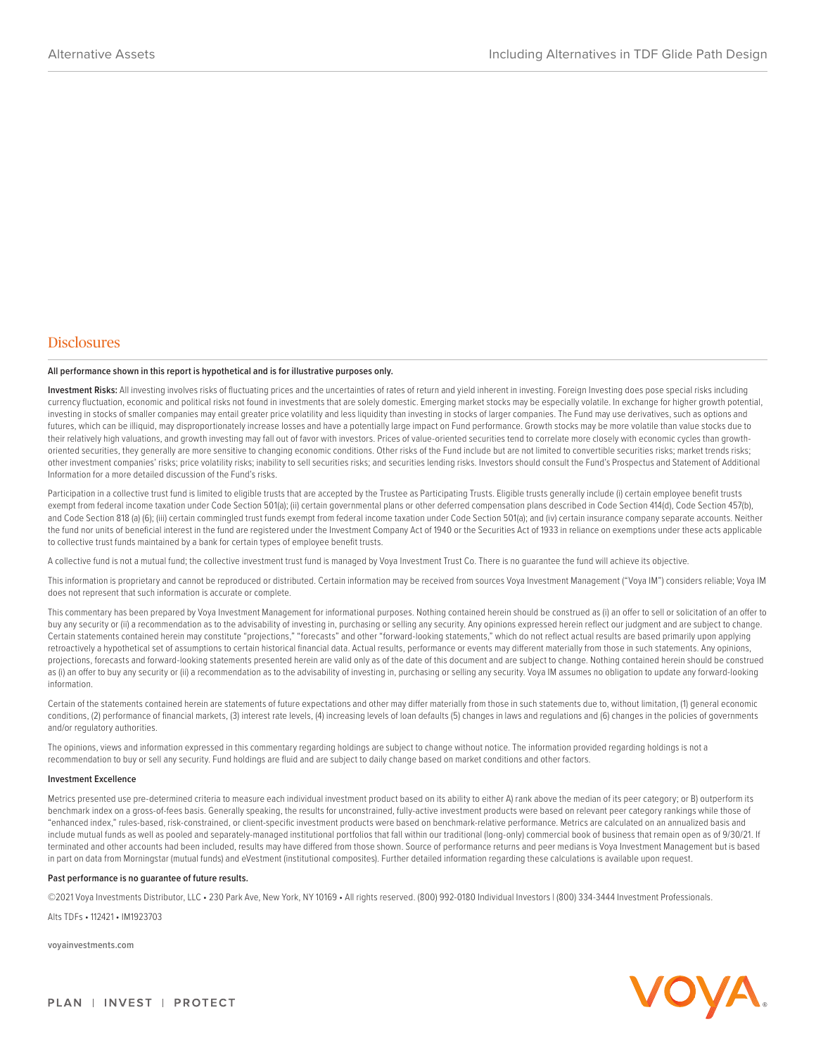## Disclosures

**All performance shown in this report is hypothetical and is for illustrative purposes only.**

**Investment Risks:** All investing involves risks of fluctuating prices and the uncertainties of rates of return and yield inherent in investing. Foreign Investing does pose special risks including currency fluctuation, economic and political risks not found in investments that are solely domestic. Emerging market stocks may be especially volatile. In exchange for higher growth potential, investing in stocks of smaller companies may entail greater price volatility and less liquidity than investing in stocks of larger companies. The Fund may use derivatives, such as options and futures, which can be illiquid, may disproportionately increase losses and have a potentially large impact on Fund performance. Growth stocks may be more volatile than value stocks due to their relatively high valuations, and growth investing may fall out of favor with investors. Prices of value-oriented securities tend to correlate more closely with economic cycles than growth-oriented securities, they generally are more sensitive to changing economic conditions. Other risks of the Fund include but are not limited to convertible securities risks; market trends risks; other investment companies' risks; price volatility risks; inability to sell securities risks; and securities lending risks. Investors should consult the Fund's Prospectus and Statement of Additional Information for a more detailed discussion of the Fund's risks.

Participation in a collective trust fund is limited to eligible trusts that are accepted by the Trustee as Participating Trusts. Eligible trusts generally include (i) certain employee benefit trusts exempt from federal income taxation under Code Section 501(a); (ii) certain governmental plans or other deferred compensation plans described in Code Section 414(d), Code Section 457(b), and Code Section 818 (a) (6); (iii) certain commingled trust funds exempt from federal income taxation under Code Section 501(a); and (iv) certain insurance company separate accounts. Neither the fund nor units of beneficial interest in the fund are registered under the Investment Company Act of 1940 or the Securities Act of 1933 in reliance on exemptions under these acts applicable to collective trust funds maintained by a bank for certain types of employee benefit trusts.

A collective fund is not a mutual fund; the collective investment trust fund is managed by Voya Investment Trust Co. There is no guarantee the fund will achieve its objective.

This information is proprietary and cannot be reproduced or distributed. Certain information may be received from sources Voya Investment Management ("Voya IM") considers reliable; Voya IM does not represent that such information is accurate or complete.

This commentary has been prepared by Voya Investment Management for informational purposes. Nothing contained herein should be construed as (i) an offer to sell or solicitation of an offer to buy any security or (ii) a recommendation as to the advisability of investing in, purchasing or selling any security. Any opinions expressed herein reflect our judgment and are subject to change. Certain statements contained herein may constitute "projections," "forecasts" and other "forward-looking statements," which do not reflect actual results are based primarily upon applying retroactively a hypothetical set of assumptions to certain historical financial data. Actual results, performance or events may different materially from those in such statements. Any opinions, projections, forecasts and forward-looking statements presented herein are valid only as of the date of this document and are subject to change. Nothing contained herein should be construed as (i) an offer to buy any security or (ii) a recommendation as to the advisability of investing in, purchasing or selling any security. Voya IM assumes no obligation to update any forward-looking information.

Certain of the statements contained herein are statements of future expectations and other may differ materially from those in such statements due to, without limitation, (1) general economic conditions, (2) performance of financial markets, (3) interest rate levels, (4) increasing levels of loan defaults (5) changes in laws and regulations and (6) changes in the policies of governments and/or regulatory authorities.

The opinions, views and information expressed in this commentary regarding holdings are subject to change without notice. The information provided regarding holdings is not a recommendation to buy or sell any security. Fund holdings are fluid and are subject to daily change based on market conditions and other factors.

**Investment Excellence**

Metrics presented use pre-determined criteria to measure each individual investment product based on its ability to either A) rank above the median of its peer category; or B) outperform its benchmark index on a gross-of-fees basis. Generally speaking, the results for unconstrained, fully-active investment products were based on relevant peer category rankings while those of "enhanced index," rules-based, risk-constrained, or client-specific investment products were based on benchmark-relative performance. Metrics are calculated on an annualized basis and include mutual funds as well as pooled and separately-managed institutional portfolios that fall within our traditional (long-only) commercial book of business that remain open as of 9/30/21. If terminated and other accounts had been included, results may have differed from those shown. Source of performance returns and peer medians is Voya Investment Management but is based in part on data from Morningstar (mutual funds) and eVestment (institutional composites). Further detailed information regarding these calculations is available upon request.

**Past performance is no guarantee of future results.**

©2021 Voya Investments Distributor, LLC • 230 Park Ave, New York, NY 10169 • All rights reserved. (800) 992-0180 Individual Investors | (800) 334-3444 Investment Professionals.

Alts TDFs • 112421 • IM1923703

**voyainvestments.com**

PLAN | INVEST | PROTECT

VOYA.